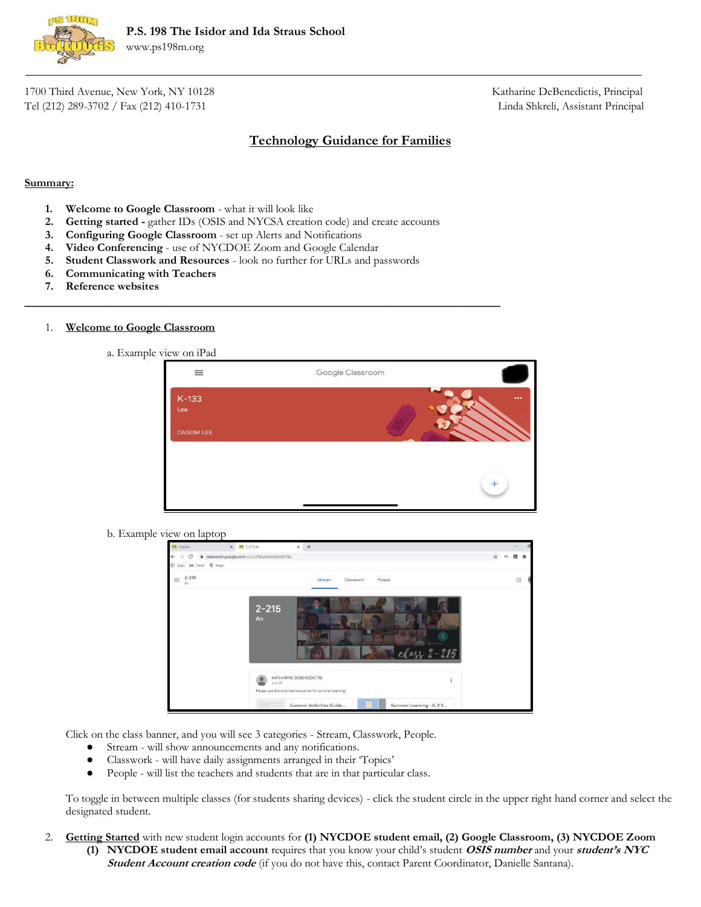**P.S. 198 The Isidor and Ida Straus School**
www.ps198m.org

1700 Third Avenue, New York, NY 10128
Tel (212) 289-3702 / Fax (212) 410-1731

Katharine DeBenedictis, Principal
Linda Shkreli, Assistant Principal

# Technology Guidance for Families

## Summary:

1. **Welcome to Google Classroom** - what it will look like
2. **Getting started -** gather IDs (OSIS and NYCSA creation code) and create accounts
3. **Configuring Google Classroom** - set up Alerts and Notifications
4. **Video Conferencing** - use of NYCDOE Zoom and Google Calendar
5. **Student Classwork and Resources** - look no further for URLs and passwords
6. **Communicating with Teachers**
7. **Reference websites**

---

1. **Welcome to Google Classroom**

   a. Example view on iPad

   b. Example view on laptop

   Click on the class banner, and you will see 3 categories - Stream, Classwork, People.
   - Stream - will show announcements and any notifications.
   - Classwork - will have daily assignments arranged in their 'Topics'
   - People - will list the teachers and students that are in that particular class.

   To toggle in between multiple classes (for students sharing devices) - click the student circle in the upper right hand corner and select the designated student.

2. **Getting Started** with new student login accounts for **(1) NYCDOE student email, (2) Google Classroom, (3) NYCDOE Zoom**
   - **(1) NYCDOE student email account** requires that you know your child's student ***OSIS number*** and your ***student's NYC Student Account creation code*** (if you do not have this, contact Parent Coordinator, Danielle Santana).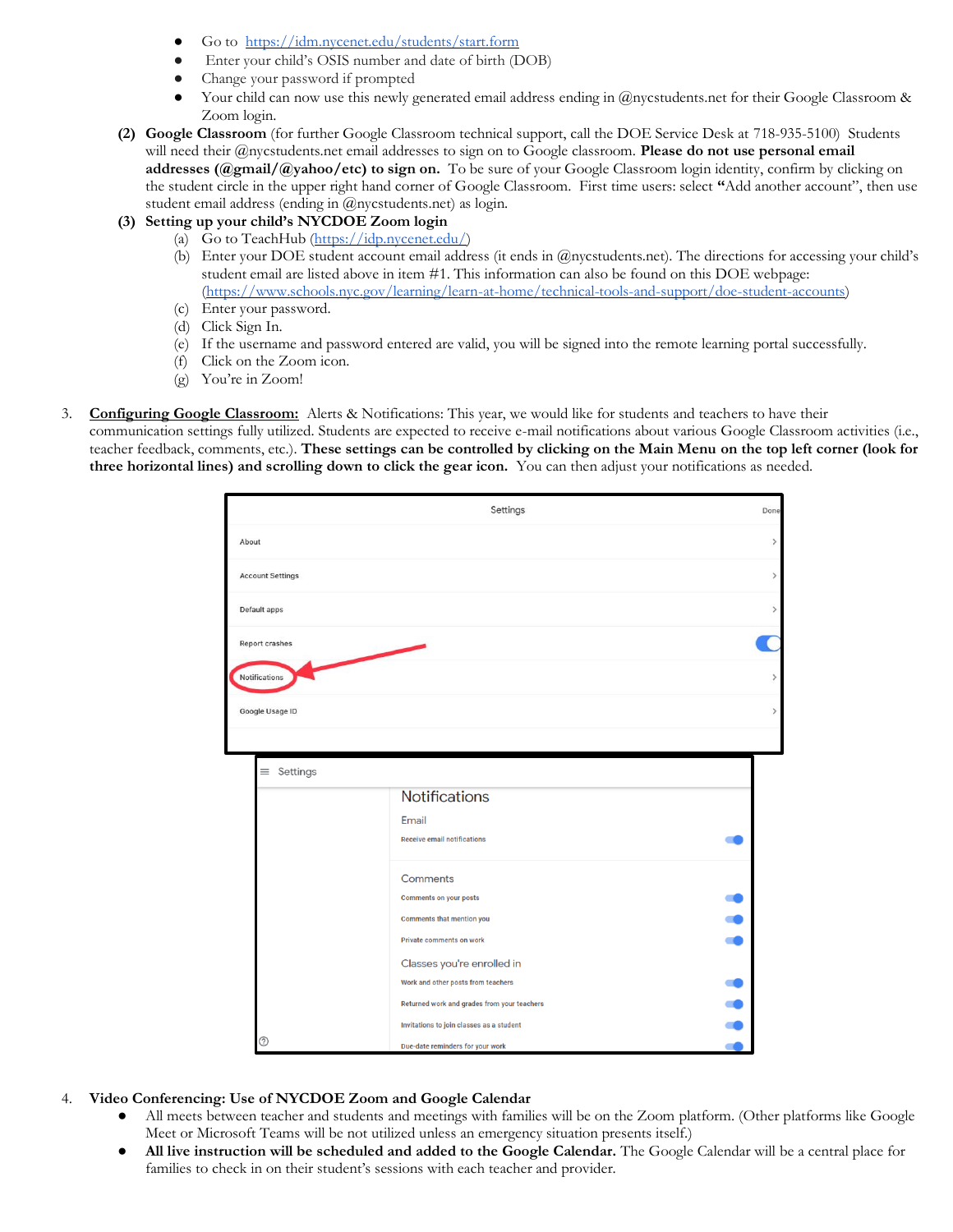- Go to https://idm.nycenet.edu/students/start.form
- Enter your child's OSIS number and date of birth (DOB)
- Change your password if prompted
- Your child can now use this newly generated email address ending in @nycstudents.net for their Google Classroom & Zoom login.

**(2) Google Classroom** (for further Google Classroom technical support, call the DOE Service Desk at 718-935-5100) Students will need their @nycstudents.net email addresses to sign on to Google classroom. **Please do not use personal email addresses (@gmail/@yahoo/etc) to sign on.** To be sure of your Google Classroom login identity, confirm by clicking on the student circle in the upper right hand corner of Google Classroom. First time users: select **"**Add another account", then use student email address (ending in @nycstudents.net) as login.

**(3) Setting up your child's NYCDOE Zoom login**

(a) Go to TeachHub (https://idp.nycenet.edu/)
(b) Enter your DOE student account email address (it ends in @nycstudents.net). The directions for accessing your child's student email are listed above in item #1. This information can also be found on this DOE webpage: (https://www.schools.nyc.gov/learning/learn-at-home/technical-tools-and-support/doe-student-accounts)
(c) Enter your password.
(d) Click Sign In.
(e) If the username and password entered are valid, you will be signed into the remote learning portal successfully.
(f) Click on the Zoom icon.
(g) You're in Zoom!

3. **Configuring Google Classroom:** Alerts & Notifications: This year, we would like for students and teachers to have their communication settings fully utilized. Students are expected to receive e-mail notifications about various Google Classroom activities (i.e., teacher feedback, comments, etc.). **These settings can be controlled by clicking on the Main Menu on the top left corner (look for three horizontal lines) and scrolling down to click the gear icon.** You can then adjust your notifications as needed.

4. **Video Conferencing: Use of NYCDOE Zoom and Google Calendar**
   - All meets between teacher and students and meetings with families will be on the Zoom platform. (Other platforms like Google Meet or Microsoft Teams will be not utilized unless an emergency situation presents itself.)
   - **All live instruction will be scheduled and added to the Google Calendar.** The Google Calendar will be a central place for families to check in on their student's sessions with each teacher and provider.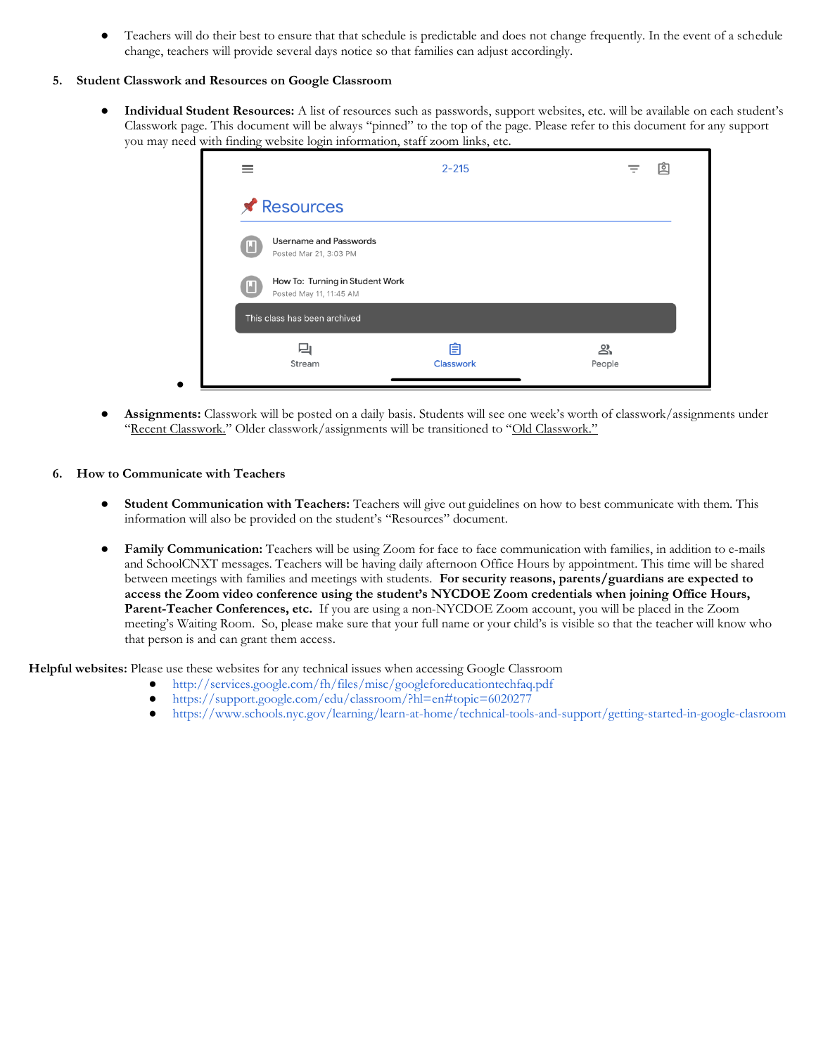- Teachers will do their best to ensure that that schedule is predictable and does not change frequently. In the event of a schedule change, teachers will provide several days notice so that families can adjust accordingly.

5. **Student Classwork and Resources on Google Classroom**

- **Individual Student Resources:** A list of resources such as passwords, support websites, etc. will be available on each student's Classwork page. This document will be always "pinned" to the top of the page. Please refer to this document for any support you may need with finding website login information, staff zoom links, etc.

2-215

Resources

Username and Passwords
Posted Mar 21, 3:03 PM

How To: Turning in Student Work
Posted May 11, 11:45 AM

This class has been archived

Stream Classwork People

- **Assignments:** Classwork will be posted on a daily basis. Students will see one week's worth of classwork/assignments under "Recent Classwork." Older classwork/assignments will be transitioned to "Old Classwork."

6. **How to Communicate with Teachers**

- **Student Communication with Teachers:** Teachers will give out guidelines on how to best communicate with them. This information will also be provided on the student's "Resources" document.

- **Family Communication:** Teachers will be using Zoom for face to face communication with families, in addition to e-mails and SchoolCNXT messages. Teachers will be having daily afternoon Office Hours by appointment. This time will be shared between meetings with families and meetings with students. **For security reasons, parents/guardians are expected to access the Zoom video conference using the student's NYCDOE Zoom credentials when joining Office Hours, Parent-Teacher Conferences, etc.** If you are using a non-NYCDOE Zoom account, you will be placed in the Zoom meeting's Waiting Room. So, please make sure that your full name or your child's is visible so that the teacher will know who that person is and can grant them access.

**Helpful websites:** Please use these websites for any technical issues when accessing Google Classroom

- http://services.google.com/fh/files/misc/googleforeducationtechfaq.pdf
- https://support.google.com/edu/classroom/?hl=en#topic=6020277
- https://www.schools.nyc.gov/learning/learn-at-home/technical-tools-and-support/getting-started-in-google-clasroom